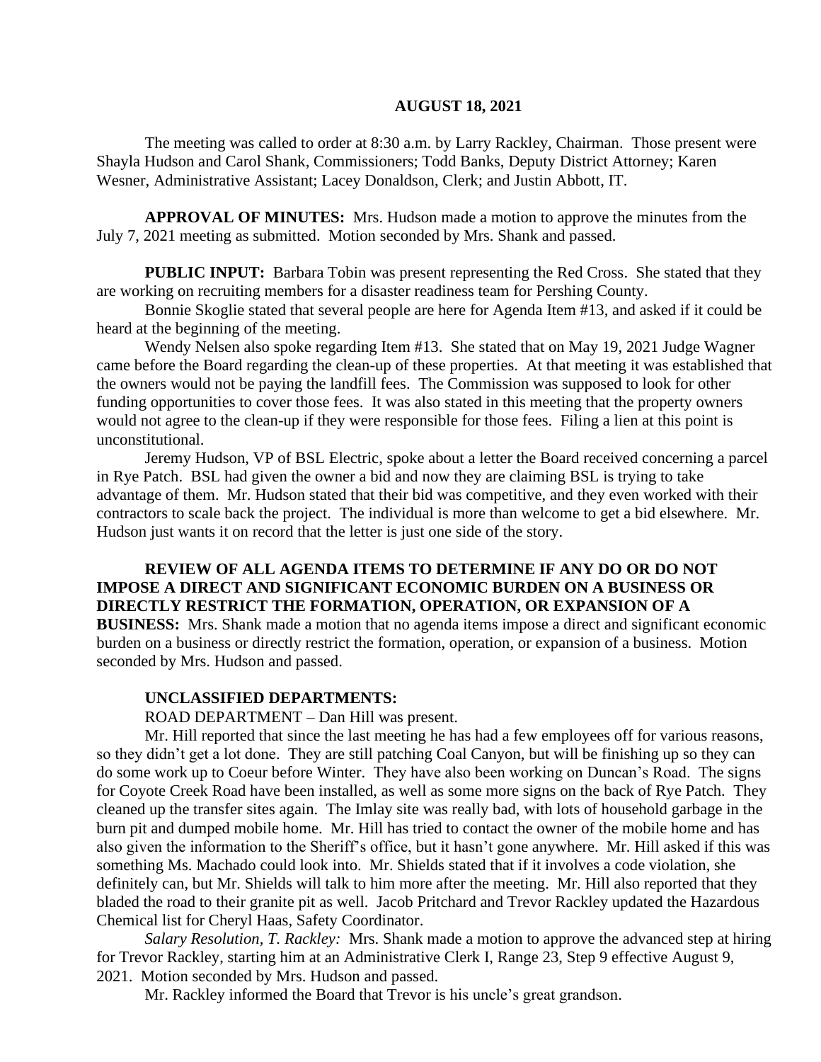**AUGUST 18, 2021**

The meeting was called to order at 8:30 a.m. by Larry Rackley, Chairman. Those present were Shayla Hudson and Carol Shank, Commissioners; Todd Banks, Deputy District Attorney; Karen Wesner, Administrative Assistant; Lacey Donaldson, Clerk; and Justin Abbott, IT.

**APPROVAL OF MINUTES:** Mrs. Hudson made a motion to approve the minutes from the July 7, 2021 meeting as submitted. Motion seconded by Mrs. Shank and passed.

**PUBLIC INPUT:** Barbara Tobin was present representing the Red Cross. She stated that they are working on recruiting members for a disaster readiness team for Pershing County.

Bonnie Skoglie stated that several people are here for Agenda Item #13, and asked if it could be heard at the beginning of the meeting.

Wendy Nelsen also spoke regarding Item #13. She stated that on May 19, 2021 Judge Wagner came before the Board regarding the clean-up of these properties. At that meeting it was established that the owners would not be paying the landfill fees. The Commission was supposed to look for other funding opportunities to cover those fees. It was also stated in this meeting that the property owners would not agree to the clean-up if they were responsible for those fees. Filing a lien at this point is unconstitutional.

Jeremy Hudson, VP of BSL Electric, spoke about a letter the Board received concerning a parcel in Rye Patch. BSL had given the owner a bid and now they are claiming BSL is trying to take advantage of them. Mr. Hudson stated that their bid was competitive, and they even worked with their contractors to scale back the project. The individual is more than welcome to get a bid elsewhere. Mr. Hudson just wants it on record that the letter is just one side of the story.

**REVIEW OF ALL AGENDA ITEMS TO DETERMINE IF ANY DO OR DO NOT IMPOSE A DIRECT AND SIGNIFICANT ECONOMIC BURDEN ON A BUSINESS OR DIRECTLY RESTRICT THE FORMATION, OPERATION, OR EXPANSION OF A BUSINESS:** Mrs. Shank made a motion that no agenda items impose a direct and significant economic burden on a business or directly restrict the formation, operation, or expansion of a business. Motion seconded by Mrs. Hudson and passed.

**UNCLASSIFIED DEPARTMENTS:**

ROAD DEPARTMENT – Dan Hill was present.

Mr. Hill reported that since the last meeting he has had a few employees off for various reasons, so they didn't get a lot done. They are still patching Coal Canyon, but will be finishing up so they can do some work up to Coeur before Winter. They have also been working on Duncan's Road. The signs for Coyote Creek Road have been installed, as well as some more signs on the back of Rye Patch. They cleaned up the transfer sites again. The Imlay site was really bad, with lots of household garbage in the burn pit and dumped mobile home. Mr. Hill has tried to contact the owner of the mobile home and has also given the information to the Sheriff's office, but it hasn't gone anywhere. Mr. Hill asked if this was something Ms. Machado could look into. Mr. Shields stated that if it involves a code violation, she definitely can, but Mr. Shields will talk to him more after the meeting. Mr. Hill also reported that they bladed the road to their granite pit as well. Jacob Pritchard and Trevor Rackley updated the Hazardous Chemical list for Cheryl Haas, Safety Coordinator.

*Salary Resolution, T. Rackley:* Mrs. Shank made a motion to approve the advanced step at hiring for Trevor Rackley, starting him at an Administrative Clerk I, Range 23, Step 9 effective August 9, 2021. Motion seconded by Mrs. Hudson and passed.

Mr. Rackley informed the Board that Trevor is his uncle's great grandson.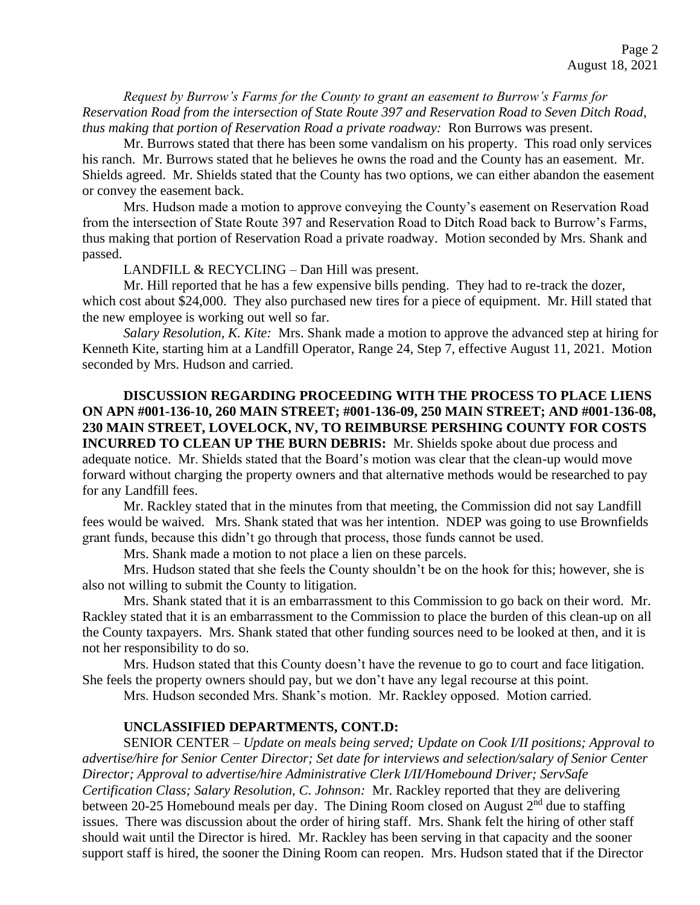*Request by Burrow's Farms for the County to grant an easement to Burrow's Farms for Reservation Road from the intersection of State Route 397 and Reservation Road to Seven Ditch Road, thus making that portion of Reservation Road a private roadway:* Ron Burrows was present.

Mr. Burrows stated that there has been some vandalism on his property. This road only services his ranch. Mr. Burrows stated that he believes he owns the road and the County has an easement. Mr. Shields agreed. Mr. Shields stated that the County has two options, we can either abandon the easement or convey the easement back.

Mrs. Hudson made a motion to approve conveying the County's easement on Reservation Road from the intersection of State Route 397 and Reservation Road to Ditch Road back to Burrow's Farms, thus making that portion of Reservation Road a private roadway. Motion seconded by Mrs. Shank and passed.

LANDFILL & RECYCLING – Dan Hill was present.

Mr. Hill reported that he has a few expensive bills pending. They had to re-track the dozer, which cost about $24,000. They also purchased new tires for a piece of equipment. Mr. Hill stated that the new employee is working out well so far.

*Salary Resolution, K. Kite:* Mrs. Shank made a motion to approve the advanced step at hiring for Kenneth Kite, starting him at a Landfill Operator, Range 24, Step 7, effective August 11, 2021. Motion seconded by Mrs. Hudson and carried.

**DISCUSSION REGARDING PROCEEDING WITH THE PROCESS TO PLACE LIENS ON APN #001-136-10, 260 MAIN STREET; #001-136-09, 250 MAIN STREET; AND #001-136-08, 230 MAIN STREET, LOVELOCK, NV, TO REIMBURSE PERSHING COUNTY FOR COSTS INCURRED TO CLEAN UP THE BURN DEBRIS:** Mr. Shields spoke about due process and adequate notice. Mr. Shields stated that the Board's motion was clear that the clean-up would move forward without charging the property owners and that alternative methods would be researched to pay for any Landfill fees.

Mr. Rackley stated that in the minutes from that meeting, the Commission did not say Landfill fees would be waived. Mrs. Shank stated that was her intention. NDEP was going to use Brownfields grant funds, because this didn't go through that process, those funds cannot be used.

Mrs. Shank made a motion to not place a lien on these parcels.

Mrs. Hudson stated that she feels the County shouldn't be on the hook for this; however, she is also not willing to submit the County to litigation.

Mrs. Shank stated that it is an embarrassment to this Commission to go back on their word. Mr. Rackley stated that it is an embarrassment to the Commission to place the burden of this clean-up on all the County taxpayers. Mrs. Shank stated that other funding sources need to be looked at then, and it is not her responsibility to do so.

Mrs. Hudson stated that this County doesn't have the revenue to go to court and face litigation. She feels the property owners should pay, but we don't have any legal recourse at this point.

Mrs. Hudson seconded Mrs. Shank's motion. Mr. Rackley opposed. Motion carried.

**UNCLASSIFIED DEPARTMENTS, CONT.D:**

SENIOR CENTER – *Update on meals being served; Update on Cook I/II positions; Approval to advertise/hire for Senior Center Director; Set date for interviews and selection/salary of Senior Center Director; Approval to advertise/hire Administrative Clerk I/II/Homebound Driver; ServSafe Certification Class; Salary Resolution, C. Johnson:* Mr. Rackley reported that they are delivering between 20-25 Homebound meals per day. The Dining Room closed on August 2nd due to staffing issues. There was discussion about the order of hiring staff. Mrs. Shank felt the hiring of other staff should wait until the Director is hired. Mr. Rackley has been serving in that capacity and the sooner support staff is hired, the sooner the Dining Room can reopen. Mrs. Hudson stated that if the Director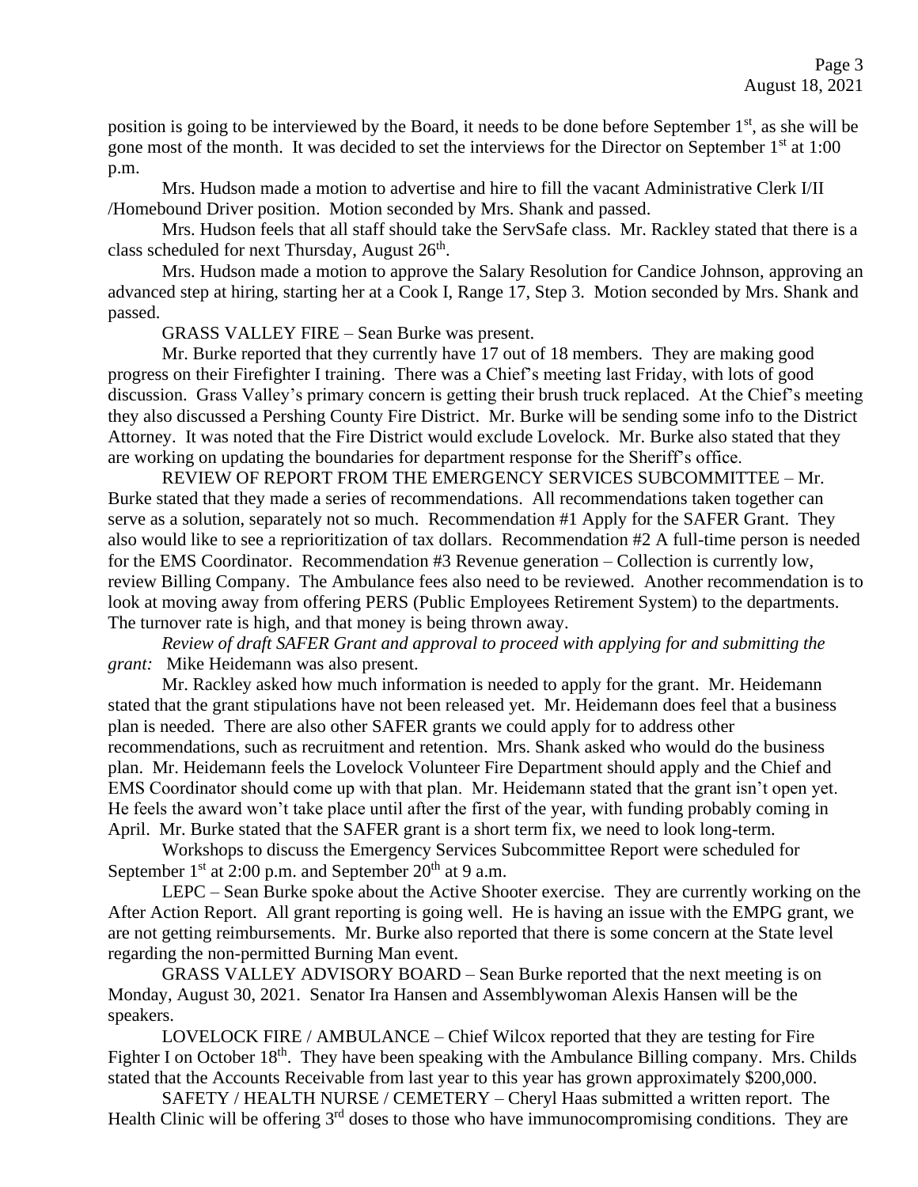position is going to be interviewed by the Board, it needs to be done before September 1st, as she will be gone most of the month. It was decided to set the interviews for the Director on September 1st at 1:00 p.m.

Mrs. Hudson made a motion to advertise and hire to fill the vacant Administrative Clerk I/II /Homebound Driver position. Motion seconded by Mrs. Shank and passed.

Mrs. Hudson feels that all staff should take the ServSafe class. Mr. Rackley stated that there is a class scheduled for next Thursday, August 26th.

Mrs. Hudson made a motion to approve the Salary Resolution for Candice Johnson, approving an advanced step at hiring, starting her at a Cook I, Range 17, Step 3. Motion seconded by Mrs. Shank and passed.

GRASS VALLEY FIRE – Sean Burke was present.

Mr. Burke reported that they currently have 17 out of 18 members. They are making good progress on their Firefighter I training. There was a Chief's meeting last Friday, with lots of good discussion. Grass Valley's primary concern is getting their brush truck replaced. At the Chief's meeting they also discussed a Pershing County Fire District. Mr. Burke will be sending some info to the District Attorney. It was noted that the Fire District would exclude Lovelock. Mr. Burke also stated that they are working on updating the boundaries for department response for the Sheriff's office.

REVIEW OF REPORT FROM THE EMERGENCY SERVICES SUBCOMMITTEE – Mr. Burke stated that they made a series of recommendations. All recommendations taken together can serve as a solution, separately not so much. Recommendation #1 Apply for the SAFER Grant. They also would like to see a reprioritization of tax dollars. Recommendation #2 A full-time person is needed for the EMS Coordinator. Recommendation #3 Revenue generation – Collection is currently low, review Billing Company. The Ambulance fees also need to be reviewed. Another recommendation is to look at moving away from offering PERS (Public Employees Retirement System) to the departments. The turnover rate is high, and that money is being thrown away.

*Review of draft SAFER Grant and approval to proceed with applying for and submitting the grant:* Mike Heidemann was also present.

Mr. Rackley asked how much information is needed to apply for the grant. Mr. Heidemann stated that the grant stipulations have not been released yet. Mr. Heidemann does feel that a business plan is needed. There are also other SAFER grants we could apply for to address other recommendations, such as recruitment and retention. Mrs. Shank asked who would do the business plan. Mr. Heidemann feels the Lovelock Volunteer Fire Department should apply and the Chief and EMS Coordinator should come up with that plan. Mr. Heidemann stated that the grant isn't open yet. He feels the award won't take place until after the first of the year, with funding probably coming in April. Mr. Burke stated that the SAFER grant is a short term fix, we need to look long-term.

Workshops to discuss the Emergency Services Subcommittee Report were scheduled for September 1st at 2:00 p.m. and September 20th at 9 a.m.

LEPC – Sean Burke spoke about the Active Shooter exercise. They are currently working on the After Action Report. All grant reporting is going well. He is having an issue with the EMPG grant, we are not getting reimbursements. Mr. Burke also reported that there is some concern at the State level regarding the non-permitted Burning Man event.

GRASS VALLEY ADVISORY BOARD – Sean Burke reported that the next meeting is on Monday, August 30, 2021. Senator Ira Hansen and Assemblywoman Alexis Hansen will be the speakers.

LOVELOCK FIRE / AMBULANCE – Chief Wilcox reported that they are testing for Fire Fighter I on October 18th. They have been speaking with the Ambulance Billing company. Mrs. Childs stated that the Accounts Receivable from last year to this year has grown approximately $200,000.

SAFETY / HEALTH NURSE / CEMETERY – Cheryl Haas submitted a written report. The Health Clinic will be offering 3rd doses to those who have immunocompromising conditions. They are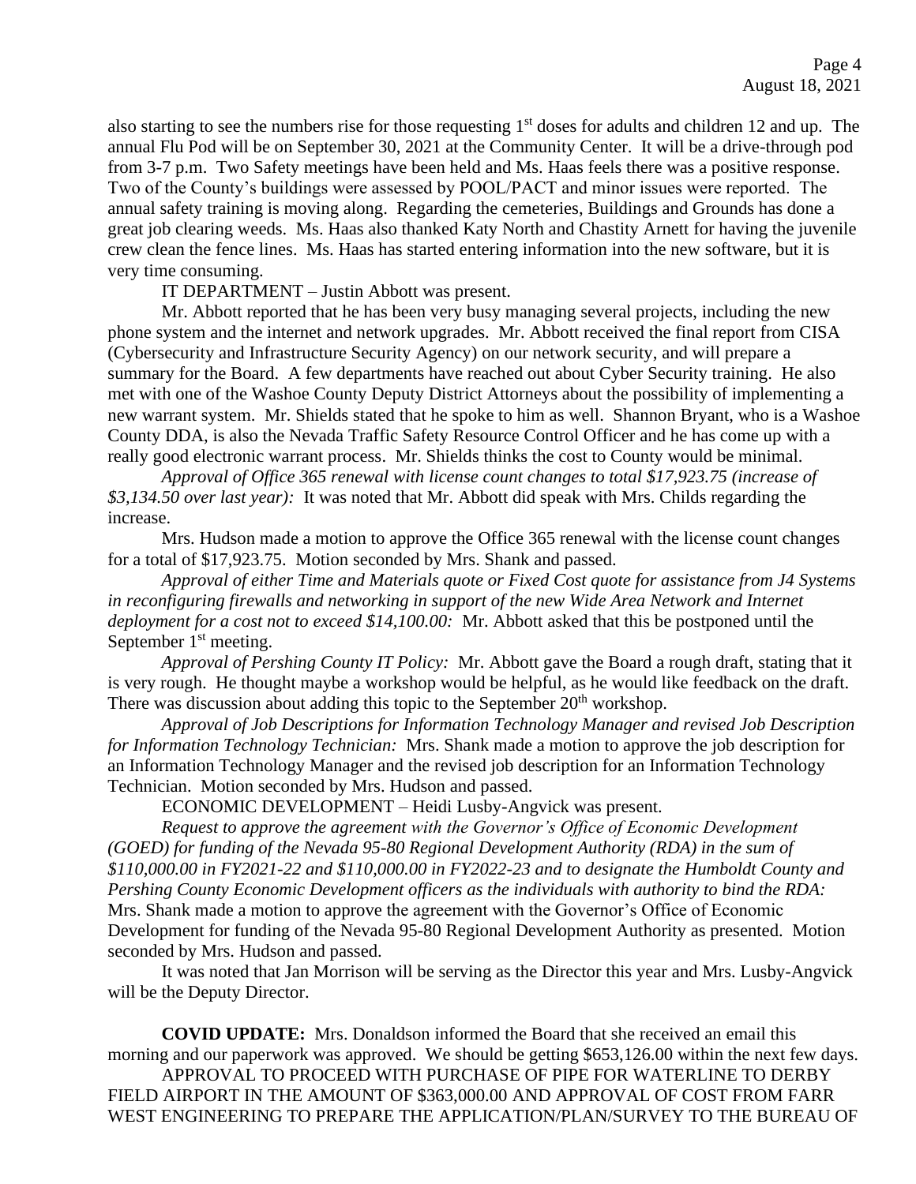also starting to see the numbers rise for those requesting 1st doses for adults and children 12 and up. The annual Flu Pod will be on September 30, 2021 at the Community Center. It will be a drive-through pod from 3-7 p.m. Two Safety meetings have been held and Ms. Haas feels there was a positive response. Two of the County's buildings were assessed by POOL/PACT and minor issues were reported. The annual safety training is moving along. Regarding the cemeteries, Buildings and Grounds has done a great job clearing weeds. Ms. Haas also thanked Katy North and Chastity Arnett for having the juvenile crew clean the fence lines. Ms. Haas has started entering information into the new software, but it is very time consuming.

IT DEPARTMENT – Justin Abbott was present.

Mr. Abbott reported that he has been very busy managing several projects, including the new phone system and the internet and network upgrades. Mr. Abbott received the final report from CISA (Cybersecurity and Infrastructure Security Agency) on our network security, and will prepare a summary for the Board. A few departments have reached out about Cyber Security training. He also met with one of the Washoe County Deputy District Attorneys about the possibility of implementing a new warrant system. Mr. Shields stated that he spoke to him as well. Shannon Bryant, who is a Washoe County DDA, is also the Nevada Traffic Safety Resource Control Officer and he has come up with a really good electronic warrant process. Mr. Shields thinks the cost to County would be minimal.

*Approval of Office 365 renewal with license count changes to total $17,923.75 (increase of $3,134.50 over last year):* It was noted that Mr. Abbott did speak with Mrs. Childs regarding the increase.

Mrs. Hudson made a motion to approve the Office 365 renewal with the license count changes for a total of $17,923.75. Motion seconded by Mrs. Shank and passed.

*Approval of either Time and Materials quote or Fixed Cost quote for assistance from J4 Systems in reconfiguring firewalls and networking in support of the new Wide Area Network and Internet deployment for a cost not to exceed $14,100.00:* Mr. Abbott asked that this be postponed until the September 1st meeting.

*Approval of Pershing County IT Policy:* Mr. Abbott gave the Board a rough draft, stating that it is very rough. He thought maybe a workshop would be helpful, as he would like feedback on the draft. There was discussion about adding this topic to the September 20th workshop.

*Approval of Job Descriptions for Information Technology Manager and revised Job Description for Information Technology Technician:* Mrs. Shank made a motion to approve the job description for an Information Technology Manager and the revised job description for an Information Technology Technician. Motion seconded by Mrs. Hudson and passed.

ECONOMIC DEVELOPMENT – Heidi Lusby-Angvick was present.

*Request to approve the agreement with the Governor's Office of Economic Development (GOED) for funding of the Nevada 95-80 Regional Development Authority (RDA) in the sum of $110,000.00 in FY2021-22 and $110,000.00 in FY2022-23 and to designate the Humboldt County and Pershing County Economic Development officers as the individuals with authority to bind the RDA:* Mrs. Shank made a motion to approve the agreement with the Governor's Office of Economic Development for funding of the Nevada 95-80 Regional Development Authority as presented. Motion seconded by Mrs. Hudson and passed.

It was noted that Jan Morrison will be serving as the Director this year and Mrs. Lusby-Angvick will be the Deputy Director.

**COVID UPDATE:** Mrs. Donaldson informed the Board that she received an email this morning and our paperwork was approved. We should be getting $653,126.00 within the next few days.

APPROVAL TO PROCEED WITH PURCHASE OF PIPE FOR WATERLINE TO DERBY FIELD AIRPORT IN THE AMOUNT OF $363,000.00 AND APPROVAL OF COST FROM FARR WEST ENGINEERING TO PREPARE THE APPLICATION/PLAN/SURVEY TO THE BUREAU OF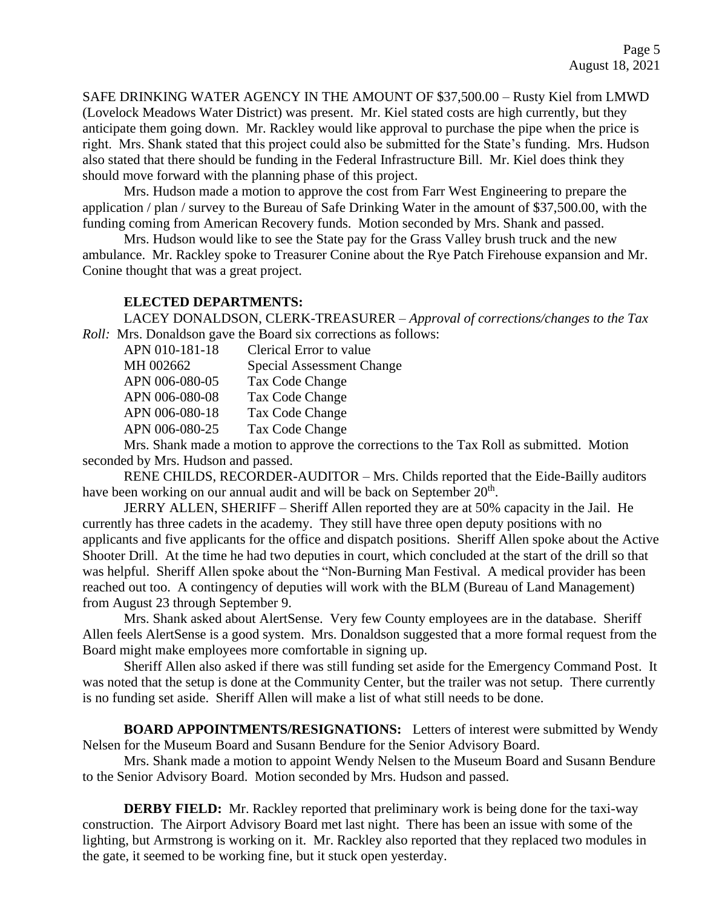SAFE DRINKING WATER AGENCY IN THE AMOUNT OF $37,500.00 – Rusty Kiel from LMWD (Lovelock Meadows Water District) was present. Mr. Kiel stated costs are high currently, but they anticipate them going down. Mr. Rackley would like approval to purchase the pipe when the price is right. Mrs. Shank stated that this project could also be submitted for the State's funding. Mrs. Hudson also stated that there should be funding in the Federal Infrastructure Bill. Mr. Kiel does think they should move forward with the planning phase of this project.

Mrs. Hudson made a motion to approve the cost from Farr West Engineering to prepare the application / plan / survey to the Bureau of Safe Drinking Water in the amount of $37,500.00, with the funding coming from American Recovery funds. Motion seconded by Mrs. Shank and passed.

Mrs. Hudson would like to see the State pay for the Grass Valley brush truck and the new ambulance. Mr. Rackley spoke to Treasurer Conine about the Rye Patch Firehouse expansion and Mr. Conine thought that was a great project.

**ELECTED DEPARTMENTS:**

LACEY DONALDSON, CLERK-TREASURER – *Approval of corrections/changes to the Tax Roll:* Mrs. Donaldson gave the Board six corrections as follows:

| | |
|---|---|
| APN 010-181-18 | Clerical Error to value |
| MH 002662 | Special Assessment Change |
| APN 006-080-05 | Tax Code Change |
| APN 006-080-08 | Tax Code Change |
| APN 006-080-18 | Tax Code Change |
| APN 006-080-25 | Tax Code Change |

Mrs. Shank made a motion to approve the corrections to the Tax Roll as submitted. Motion seconded by Mrs. Hudson and passed.

RENE CHILDS, RECORDER-AUDITOR – Mrs. Childs reported that the Eide-Bailly auditors have been working on our annual audit and will be back on September 20th.

JERRY ALLEN, SHERIFF – Sheriff Allen reported they are at 50% capacity in the Jail. He currently has three cadets in the academy. They still have three open deputy positions with no applicants and five applicants for the office and dispatch positions. Sheriff Allen spoke about the Active Shooter Drill. At the time he had two deputies in court, which concluded at the start of the drill so that was helpful. Sheriff Allen spoke about the "Non-Burning Man Festival. A medical provider has been reached out too. A contingency of deputies will work with the BLM (Bureau of Land Management) from August 23 through September 9.

Mrs. Shank asked about AlertSense. Very few County employees are in the database. Sheriff Allen feels AlertSense is a good system. Mrs. Donaldson suggested that a more formal request from the Board might make employees more comfortable in signing up.

Sheriff Allen also asked if there was still funding set aside for the Emergency Command Post. It was noted that the setup is done at the Community Center, but the trailer was not setup. There currently is no funding set aside. Sheriff Allen will make a list of what still needs to be done.

**BOARD APPOINTMENTS/RESIGNATIONS:** Letters of interest were submitted by Wendy Nelsen for the Museum Board and Susann Bendure for the Senior Advisory Board.

Mrs. Shank made a motion to appoint Wendy Nelsen to the Museum Board and Susann Bendure to the Senior Advisory Board. Motion seconded by Mrs. Hudson and passed.

**DERBY FIELD:** Mr. Rackley reported that preliminary work is being done for the taxi-way construction. The Airport Advisory Board met last night. There has been an issue with some of the lighting, but Armstrong is working on it. Mr. Rackley also reported that they replaced two modules in the gate, it seemed to be working fine, but it stuck open yesterday.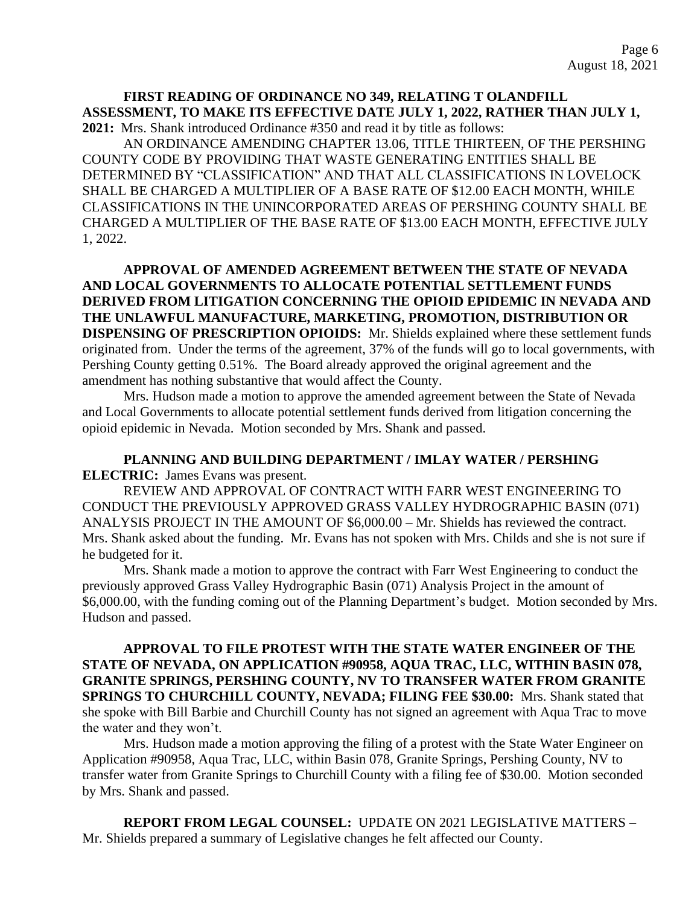**FIRST READING OF ORDINANCE NO 349, RELATING T OLANDFILL ASSESSMENT, TO MAKE ITS EFFECTIVE DATE JULY 1, 2022, RATHER THAN JULY 1, 2021:** Mrs. Shank introduced Ordinance #350 and read it by title as follows:

AN ORDINANCE AMENDING CHAPTER 13.06, TITLE THIRTEEN, OF THE PERSHING COUNTY CODE BY PROVIDING THAT WASTE GENERATING ENTITIES SHALL BE DETERMINED BY "CLASSIFICATION" AND THAT ALL CLASSIFICATIONS IN LOVELOCK SHALL BE CHARGED A MULTIPLIER OF A BASE RATE OF $12.00 EACH MONTH, WHILE CLASSIFICATIONS IN THE UNINCORPORATED AREAS OF PERSHING COUNTY SHALL BE CHARGED A MULTIPLIER OF THE BASE RATE OF $13.00 EACH MONTH, EFFECTIVE JULY 1, 2022.

**APPROVAL OF AMENDED AGREEMENT BETWEEN THE STATE OF NEVADA AND LOCAL GOVERNMENTS TO ALLOCATE POTENTIAL SETTLEMENT FUNDS DERIVED FROM LITIGATION CONCERNING THE OPIOID EPIDEMIC IN NEVADA AND THE UNLAWFUL MANUFACTURE, MARKETING, PROMOTION, DISTRIBUTION OR DISPENSING OF PRESCRIPTION OPIOIDS:** Mr. Shields explained where these settlement funds originated from. Under the terms of the agreement, 37% of the funds will go to local governments, with Pershing County getting 0.51%. The Board already approved the original agreement and the amendment has nothing substantive that would affect the County.

Mrs. Hudson made a motion to approve the amended agreement between the State of Nevada and Local Governments to allocate potential settlement funds derived from litigation concerning the opioid epidemic in Nevada. Motion seconded by Mrs. Shank and passed.

**PLANNING AND BUILDING DEPARTMENT / IMLAY WATER / PERSHING ELECTRIC:** James Evans was present.

REVIEW AND APPROVAL OF CONTRACT WITH FARR WEST ENGINEERING TO CONDUCT THE PREVIOUSLY APPROVED GRASS VALLEY HYDROGRAPHIC BASIN (071) ANALYSIS PROJECT IN THE AMOUNT OF $6,000.00 – Mr. Shields has reviewed the contract. Mrs. Shank asked about the funding. Mr. Evans has not spoken with Mrs. Childs and she is not sure if he budgeted for it.

Mrs. Shank made a motion to approve the contract with Farr West Engineering to conduct the previously approved Grass Valley Hydrographic Basin (071) Analysis Project in the amount of $6,000.00, with the funding coming out of the Planning Department's budget. Motion seconded by Mrs. Hudson and passed.

**APPROVAL TO FILE PROTEST WITH THE STATE WATER ENGINEER OF THE STATE OF NEVADA, ON APPLICATION #90958, AQUA TRAC, LLC, WITHIN BASIN 078, GRANITE SPRINGS, PERSHING COUNTY, NV TO TRANSFER WATER FROM GRANITE SPRINGS TO CHURCHILL COUNTY, NEVADA; FILING FEE $30.00:** Mrs. Shank stated that she spoke with Bill Barbie and Churchill County has not signed an agreement with Aqua Trac to move the water and they won't.

Mrs. Hudson made a motion approving the filing of a protest with the State Water Engineer on Application #90958, Aqua Trac, LLC, within Basin 078, Granite Springs, Pershing County, NV to transfer water from Granite Springs to Churchill County with a filing fee of $30.00. Motion seconded by Mrs. Shank and passed.

**REPORT FROM LEGAL COUNSEL:** UPDATE ON 2021 LEGISLATIVE MATTERS – Mr. Shields prepared a summary of Legislative changes he felt affected our County.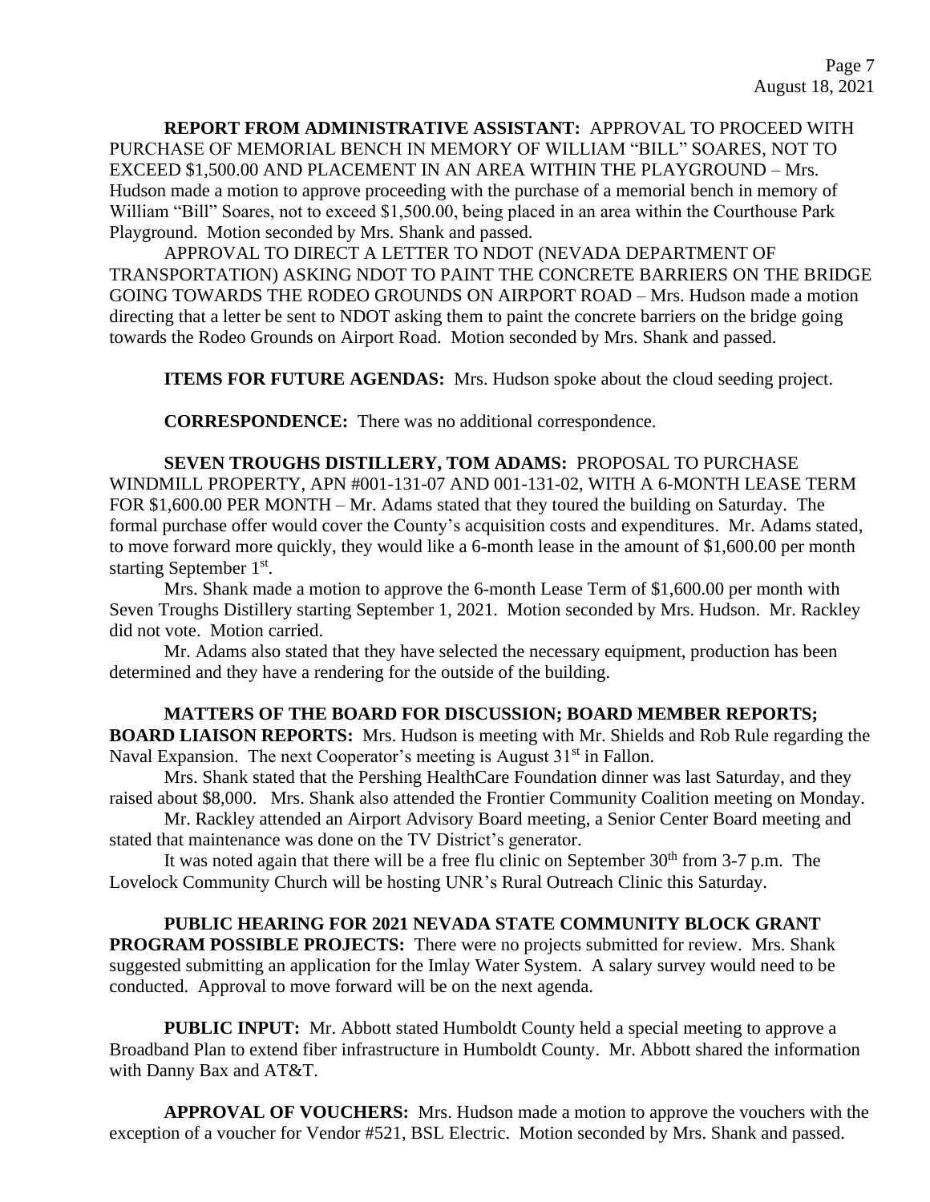**REPORT FROM ADMINISTRATIVE ASSISTANT:** APPROVAL TO PROCEED WITH PURCHASE OF MEMORIAL BENCH IN MEMORY OF WILLIAM "BILL" SOARES, NOT TO EXCEED $1,500.00 AND PLACEMENT IN AN AREA WITHIN THE PLAYGROUND – Mrs. Hudson made a motion to approve proceeding with the purchase of a memorial bench in memory of William "Bill" Soares, not to exceed $1,500.00, being placed in an area within the Courthouse Park Playground. Motion seconded by Mrs. Shank and passed.

APPROVAL TO DIRECT A LETTER TO NDOT (NEVADA DEPARTMENT OF TRANSPORTATION) ASKING NDOT TO PAINT THE CONCRETE BARRIERS ON THE BRIDGE GOING TOWARDS THE RODEO GROUNDS ON AIRPORT ROAD – Mrs. Hudson made a motion directing that a letter be sent to NDOT asking them to paint the concrete barriers on the bridge going towards the Rodeo Grounds on Airport Road. Motion seconded by Mrs. Shank and passed.

**ITEMS FOR FUTURE AGENDAS:** Mrs. Hudson spoke about the cloud seeding project.

**CORRESPONDENCE:** There was no additional correspondence.

**SEVEN TROUGHS DISTILLERY, TOM ADAMS:** PROPOSAL TO PURCHASE WINDMILL PROPERTY, APN #001-131-07 AND 001-131-02, WITH A 6-MONTH LEASE TERM FOR $1,600.00 PER MONTH – Mr. Adams stated that they toured the building on Saturday. The formal purchase offer would cover the County's acquisition costs and expenditures. Mr. Adams stated, to move forward more quickly, they would like a 6-month lease in the amount of $1,600.00 per month starting September 1st.

Mrs. Shank made a motion to approve the 6-month Lease Term of $1,600.00 per month with Seven Troughs Distillery starting September 1, 2021. Motion seconded by Mrs. Hudson. Mr. Rackley did not vote. Motion carried.

Mr. Adams also stated that they have selected the necessary equipment, production has been determined and they have a rendering for the outside of the building.

**MATTERS OF THE BOARD FOR DISCUSSION; BOARD MEMBER REPORTS; BOARD LIAISON REPORTS:** Mrs. Hudson is meeting with Mr. Shields and Rob Rule regarding the Naval Expansion. The next Cooperator's meeting is August 31st in Fallon.

Mrs. Shank stated that the Pershing HealthCare Foundation dinner was last Saturday, and they raised about $8,000. Mrs. Shank also attended the Frontier Community Coalition meeting on Monday.

Mr. Rackley attended an Airport Advisory Board meeting, a Senior Center Board meeting and stated that maintenance was done on the TV District's generator.

It was noted again that there will be a free flu clinic on September 30th from 3-7 p.m. The Lovelock Community Church will be hosting UNR's Rural Outreach Clinic this Saturday.

**PUBLIC HEARING FOR 2021 NEVADA STATE COMMUNITY BLOCK GRANT PROGRAM POSSIBLE PROJECTS:** There were no projects submitted for review. Mrs. Shank suggested submitting an application for the Imlay Water System. A salary survey would need to be conducted. Approval to move forward will be on the next agenda.

**PUBLIC INPUT:** Mr. Abbott stated Humboldt County held a special meeting to approve a Broadband Plan to extend fiber infrastructure in Humboldt County. Mr. Abbott shared the information with Danny Bax and AT&T.

**APPROVAL OF VOUCHERS:** Mrs. Hudson made a motion to approve the vouchers with the exception of a voucher for Vendor #521, BSL Electric. Motion seconded by Mrs. Shank and passed.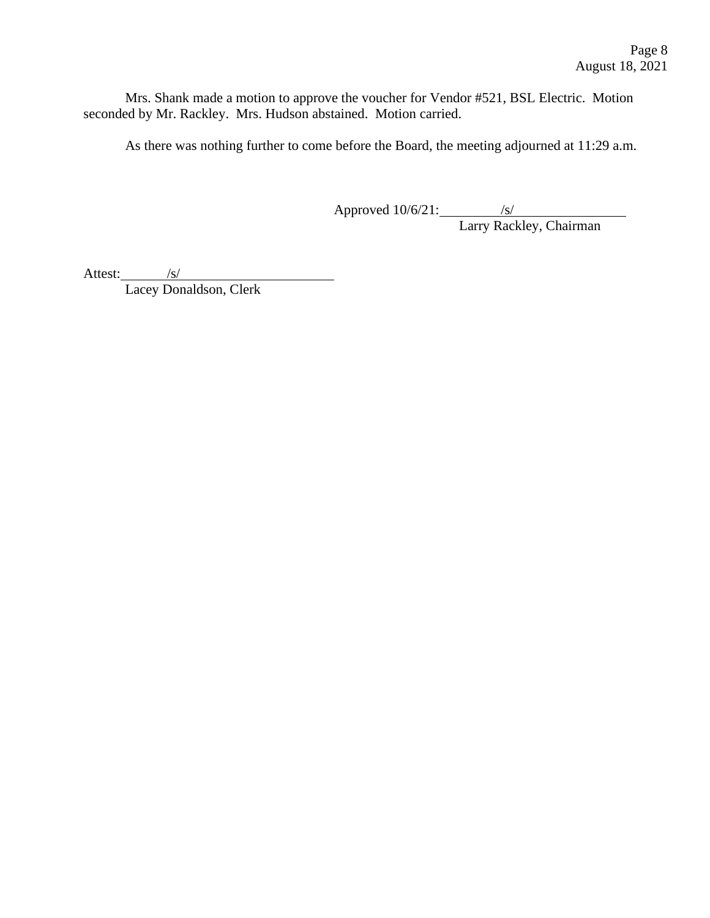Mrs. Shank made a motion to approve the voucher for Vendor #521, BSL Electric. Motion seconded by Mr. Rackley. Mrs. Hudson abstained. Motion carried.

As there was nothing further to come before the Board, the meeting adjourned at 11:29 a.m.

Approved 10/6/21: /s/
Larry Rackley, Chairman

Attest: /s/
Lacey Donaldson, Clerk